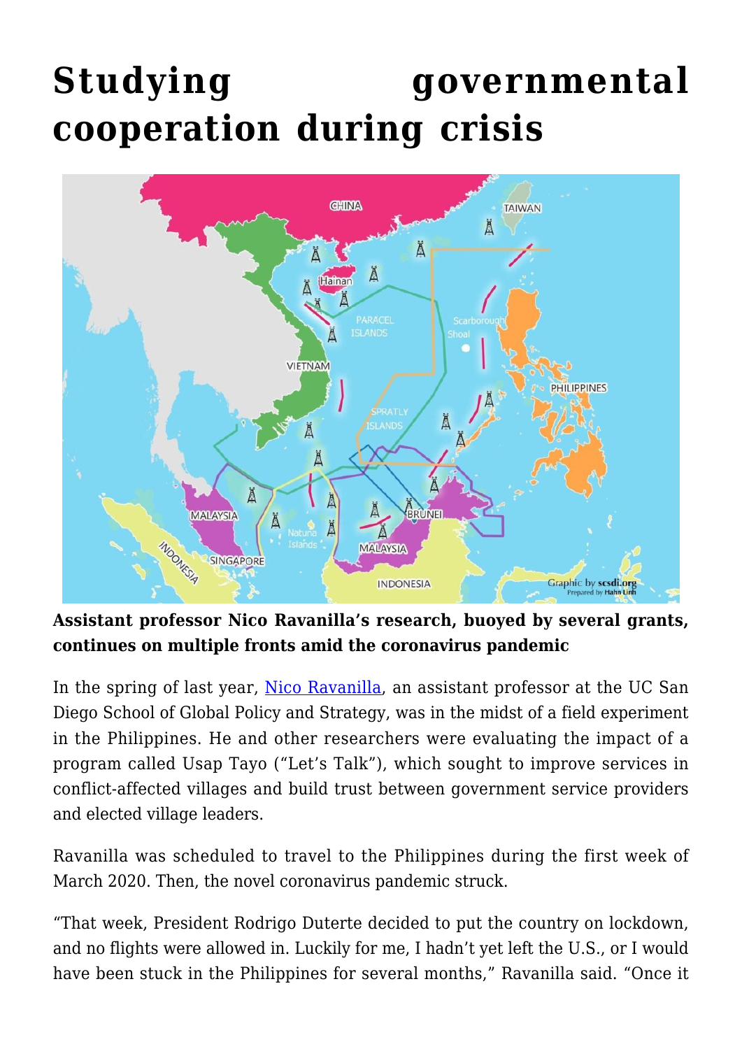# Studying governmental cooperation during crisis

**Assistant professor Nico Ravanilla's research, buoyed by several grants, continues on multiple fronts amid the coronavirus pandemic**

In the spring of last year, [Nico Ravanilla](), an assistant professor at the UC San Diego School of Global Policy and Strategy, was in the midst of a field experiment in the Philippines. He and other researchers were evaluating the impact of a program called Usap Tayo ("Let's Talk"), which sought to improve services in conflict-affected villages and build trust between government service providers and elected village leaders.

Ravanilla was scheduled to travel to the Philippines during the first week of March 2020. Then, the novel coronavirus pandemic struck.

"That week, President Rodrigo Duterte decided to put the country on lockdown, and no flights were allowed in. Luckily for me, I hadn't yet left the U.S., or I would have been stuck in the Philippines for several months," Ravanilla said. "Once it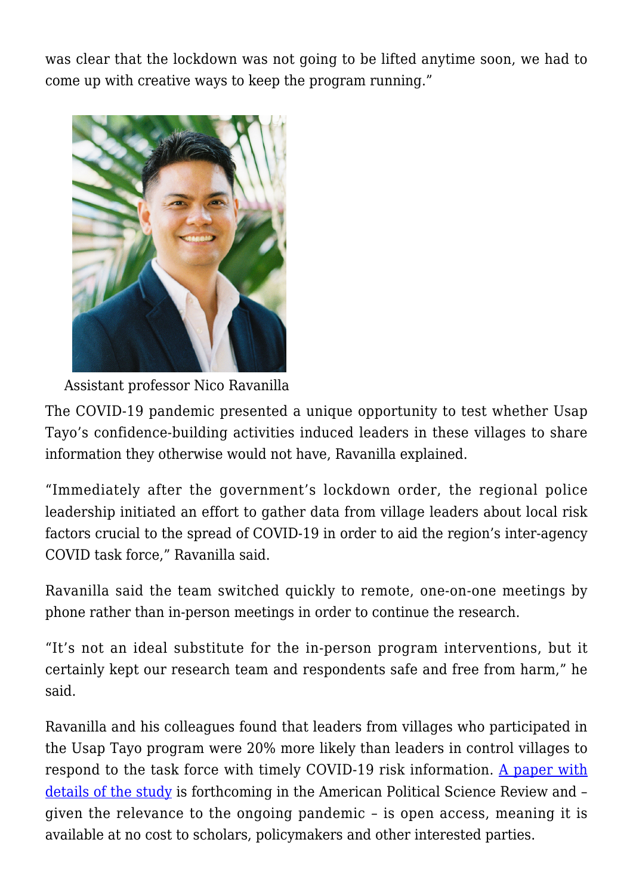was clear that the lockdown was not going to be lifted anytime soon, we had to come up with creative ways to keep the program running."

Assistant professor Nico Ravanilla

The COVID-19 pandemic presented a unique opportunity to test whether Usap Tayo's confidence-building activities induced leaders in these villages to share information they otherwise would not have, Ravanilla explained.

"Immediately after the government's lockdown order, the regional police leadership initiated an effort to gather data from village leaders about local risk factors crucial to the spread of COVID-19 in order to aid the region's inter-agency COVID task force," Ravanilla said.

Ravanilla said the team switched quickly to remote, one-on-one meetings by phone rather than in-person meetings in order to continue the research.

"It's not an ideal substitute for the in-person program interventions, but it certainly kept our research team and respondents safe and free from harm," he said.

Ravanilla and his colleagues found that leaders from villages who participated in the Usap Tayo program were 20% more likely than leaders in control villages to respond to the task force with timely COVID-19 risk information. A paper with details of the study is forthcoming in the American Political Science Review and – given the relevance to the ongoing pandemic – is open access, meaning it is available at no cost to scholars, policymakers and other interested parties.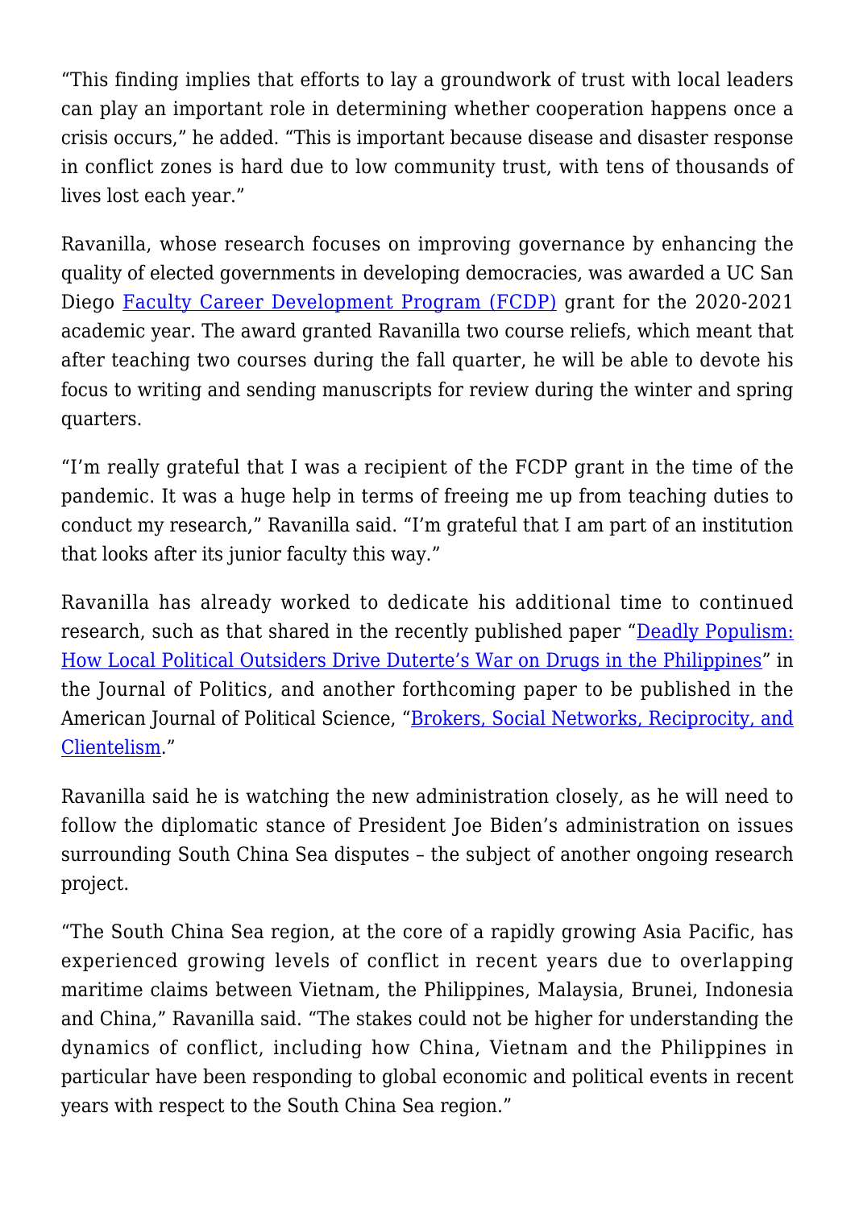"This finding implies that efforts to lay a groundwork of trust with local leaders can play an important role in determining whether cooperation happens once a crisis occurs," he added. "This is important because disease and disaster response in conflict zones is hard due to low community trust, with tens of thousands of lives lost each year."

Ravanilla, whose research focuses on improving governance by enhancing the quality of elected governments in developing democracies, was awarded a UC San Diego Faculty Career Development Program (FCDP) grant for the 2020-2021 academic year. The award granted Ravanilla two course reliefs, which meant that after teaching two courses during the fall quarter, he will be able to devote his focus to writing and sending manuscripts for review during the winter and spring quarters.

"I'm really grateful that I was a recipient of the FCDP grant in the time of the pandemic. It was a huge help in terms of freeing me up from teaching duties to conduct my research," Ravanilla said. "I'm grateful that I am part of an institution that looks after its junior faculty this way."

Ravanilla has already worked to dedicate his additional time to continued research, such as that shared in the recently published paper "Deadly Populism: How Local Political Outsiders Drive Duterte's War on Drugs in the Philippines" in the Journal of Politics, and another forthcoming paper to be published in the American Journal of Political Science, "Brokers, Social Networks, Reciprocity, and Clientelism."

Ravanilla said he is watching the new administration closely, as he will need to follow the diplomatic stance of President Joe Biden's administration on issues surrounding South China Sea disputes – the subject of another ongoing research project.

"The South China Sea region, at the core of a rapidly growing Asia Pacific, has experienced growing levels of conflict in recent years due to overlapping maritime claims between Vietnam, the Philippines, Malaysia, Brunei, Indonesia and China," Ravanilla said. "The stakes could not be higher for understanding the dynamics of conflict, including how China, Vietnam and the Philippines in particular have been responding to global economic and political events in recent years with respect to the South China Sea region."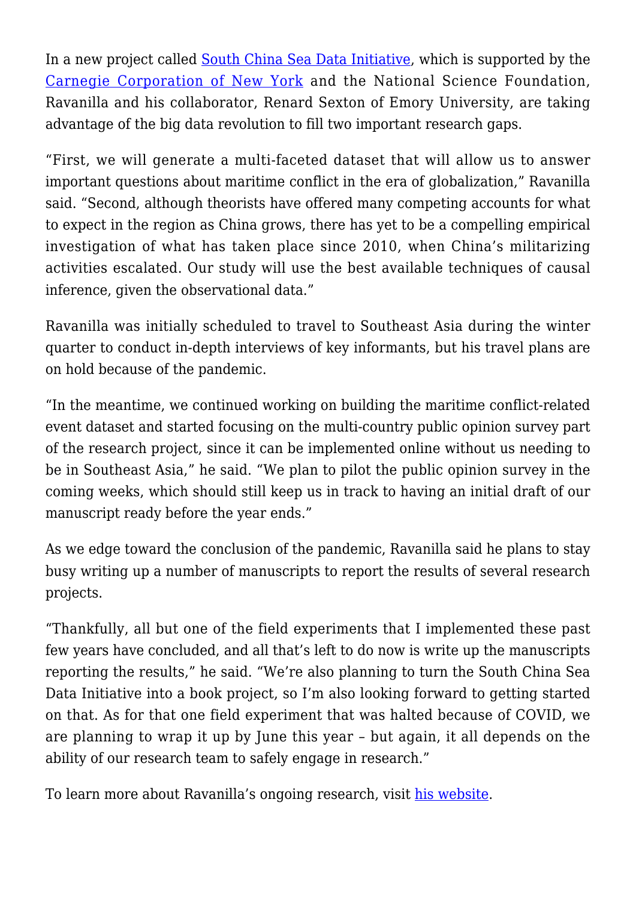In a new project called South China Sea Data Initiative, which is supported by the Carnegie Corporation of New York and the National Science Foundation, Ravanilla and his collaborator, Renard Sexton of Emory University, are taking advantage of the big data revolution to fill two important research gaps.

"First, we will generate a multi-faceted dataset that will allow us to answer important questions about maritime conflict in the era of globalization," Ravanilla said. "Second, although theorists have offered many competing accounts for what to expect in the region as China grows, there has yet to be a compelling empirical investigation of what has taken place since 2010, when China's militarizing activities escalated. Our study will use the best available techniques of causal inference, given the observational data."

Ravanilla was initially scheduled to travel to Southeast Asia during the winter quarter to conduct in-depth interviews of key informants, but his travel plans are on hold because of the pandemic.

"In the meantime, we continued working on building the maritime conflict-related event dataset and started focusing on the multi-country public opinion survey part of the research project, since it can be implemented online without us needing to be in Southeast Asia," he said. "We plan to pilot the public opinion survey in the coming weeks, which should still keep us in track to having an initial draft of our manuscript ready before the year ends."

As we edge toward the conclusion of the pandemic, Ravanilla said he plans to stay busy writing up a number of manuscripts to report the results of several research projects.

"Thankfully, all but one of the field experiments that I implemented these past few years have concluded, and all that's left to do now is write up the manuscripts reporting the results," he said. "We're also planning to turn the South China Sea Data Initiative into a book project, so I'm also looking forward to getting started on that. As for that one field experiment that was halted because of COVID, we are planning to wrap it up by June this year – but again, it all depends on the ability of our research team to safely engage in research."

To learn more about Ravanilla's ongoing research, visit his website.